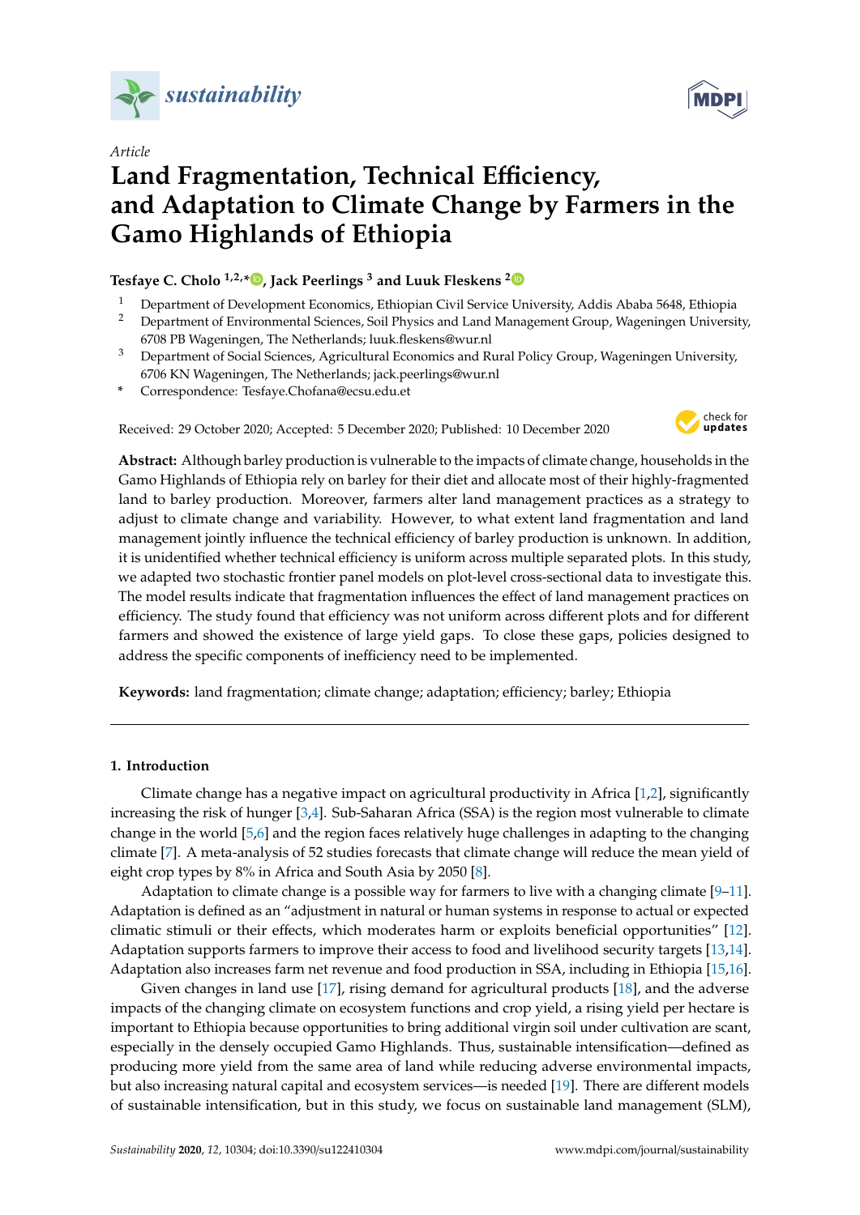Article

# Land Fragmentation, Technical Efficiency, and Adaptation to Climate Change by Farmers in the Gamo Highlands of Ethiopia

**Tesfaye C. Cholo [1,2,*], Jack Peerlings [3] and Luuk Fleskens [2]**

1. Department of Development Economics, Ethiopian Civil Service University, Addis Ababa 5648, Ethiopia
2. Department of Environmental Sciences, Soil Physics and Land Management Group, Wageningen University, 6708 PB Wageningen, The Netherlands; luuk.fleskens@wur.nl
3. Department of Social Sciences, Agricultural Economics and Rural Policy Group, Wageningen University, 6706 KN Wageningen, The Netherlands; jack.peerlings@wur.nl

\* Correspondence: Tesfaye.Chofana@ecsu.edu.et

Received: 29 October 2020; Accepted: 5 December 2020; Published: 10 December 2020

**Abstract:** Although barley production is vulnerable to the impacts of climate change, households in the Gamo Highlands of Ethiopia rely on barley for their diet and allocate most of their highly-fragmented land to barley production. Moreover, farmers alter land management practices as a strategy to adjust to climate change and variability. However, to what extent land fragmentation and land management jointly influence the technical efficiency of barley production is unknown. In addition, it is unidentified whether technical efficiency is uniform across multiple separated plots. In this study, we adapted two stochastic frontier panel models on plot-level cross-sectional data to investigate this. The model results indicate that fragmentation influences the effect of land management practices on efficiency. The study found that efficiency was not uniform across different plots and for different farmers and showed the existence of large yield gaps. To close these gaps, policies designed to address the specific components of inefficiency need to be implemented.

**Keywords:** land fragmentation; climate change; adaptation; efficiency; barley; Ethiopia

## 1. Introduction

Climate change has a negative impact on agricultural productivity in Africa [1,2], significantly increasing the risk of hunger [3,4]. Sub-Saharan Africa (SSA) is the region most vulnerable to climate change in the world [5,6] and the region faces relatively huge challenges in adapting to the changing climate [7]. A meta-analysis of 52 studies forecasts that climate change will reduce the mean yield of eight crop types by 8% in Africa and South Asia by 2050 [8].

Adaptation to climate change is a possible way for farmers to live with a changing climate [9–11]. Adaptation is defined as an "adjustment in natural or human systems in response to actual or expected climatic stimuli or their effects, which moderates harm or exploits beneficial opportunities" [12]. Adaptation supports farmers to improve their access to food and livelihood security targets [13,14]. Adaptation also increases farm net revenue and food production in SSA, including in Ethiopia [15,16].

Given changes in land use [17], rising demand for agricultural products [18], and the adverse impacts of the changing climate on ecosystem functions and crop yield, a rising yield per hectare is important to Ethiopia because opportunities to bring additional virgin soil under cultivation are scant, especially in the densely occupied Gamo Highlands. Thus, sustainable intensification—defined as producing more yield from the same area of land while reducing adverse environmental impacts, but also increasing natural capital and ecosystem services—is needed [19]. There are different models of sustainable intensification, but in this study, we focus on sustainable land management (SLM),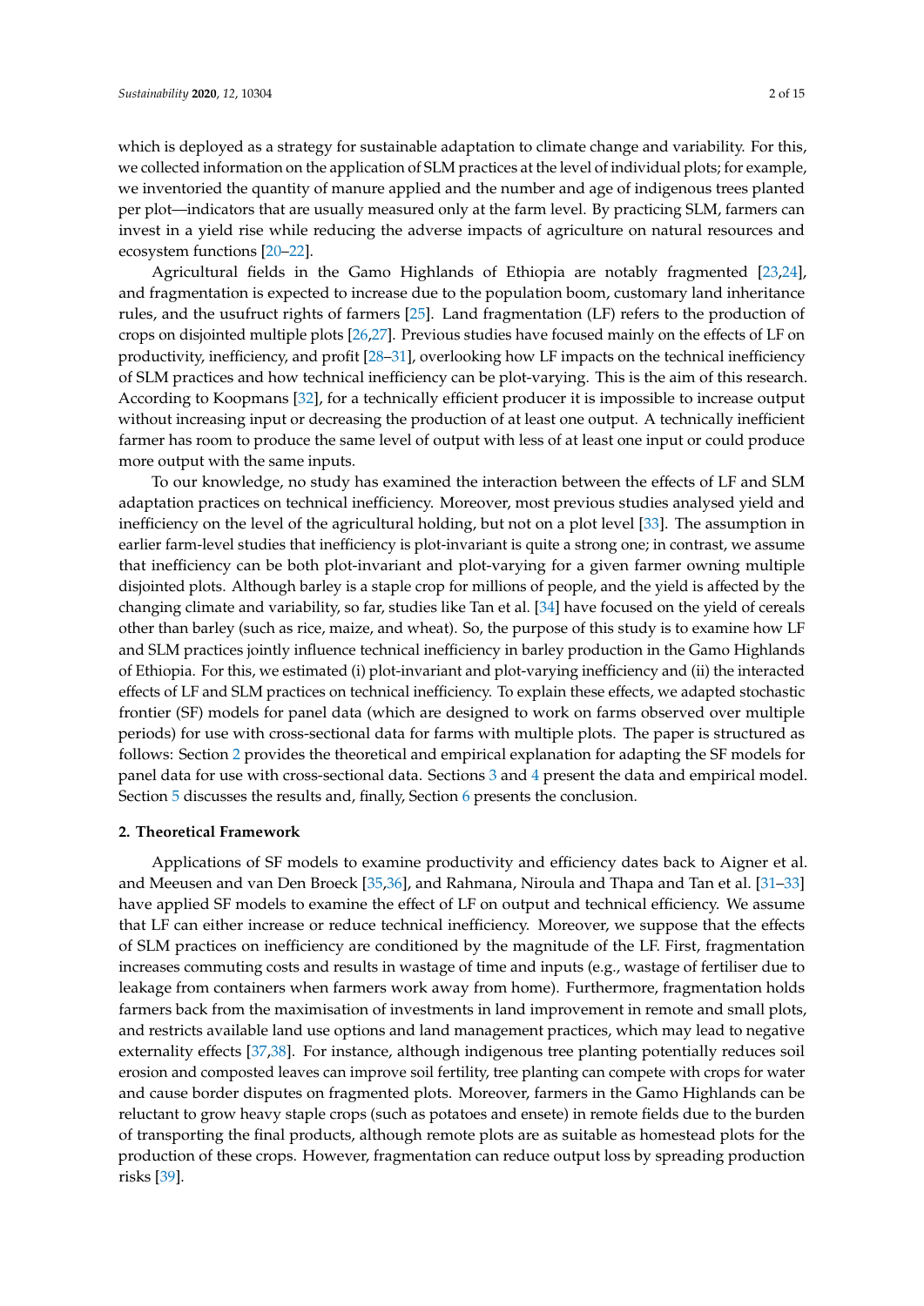which is deployed as a strategy for sustainable adaptation to climate change and variability. For this, we collected information on the application of SLM practices at the level of individual plots; for example, we inventoried the quantity of manure applied and the number and age of indigenous trees planted per plot—indicators that are usually measured only at the farm level. By practicing SLM, farmers can invest in a yield rise while reducing the adverse impacts of agriculture on natural resources and ecosystem functions [20–22].

Agricultural fields in the Gamo Highlands of Ethiopia are notably fragmented [23,24], and fragmentation is expected to increase due to the population boom, customary land inheritance rules, and the usufruct rights of farmers [25]. Land fragmentation (LF) refers to the production of crops on disjointed multiple plots [26,27]. Previous studies have focused mainly on the effects of LF on productivity, inefficiency, and profit [28–31], overlooking how LF impacts on the technical inefficiency of SLM practices and how technical inefficiency can be plot-varying. This is the aim of this research. According to Koopmans [32], for a technically efficient producer it is impossible to increase output without increasing input or decreasing the production of at least one output. A technically inefficient farmer has room to produce the same level of output with less of at least one input or could produce more output with the same inputs.

To our knowledge, no study has examined the interaction between the effects of LF and SLM adaptation practices on technical inefficiency. Moreover, most previous studies analysed yield and inefficiency on the level of the agricultural holding, but not on a plot level [33]. The assumption in earlier farm-level studies that inefficiency is plot-invariant is quite a strong one; in contrast, we assume that inefficiency can be both plot-invariant and plot-varying for a given farmer owning multiple disjointed plots. Although barley is a staple crop for millions of people, and the yield is affected by the changing climate and variability, so far, studies like Tan et al. [34] have focused on the yield of cereals other than barley (such as rice, maize, and wheat). So, the purpose of this study is to examine how LF and SLM practices jointly influence technical inefficiency in barley production in the Gamo Highlands of Ethiopia. For this, we estimated (i) plot-invariant and plot-varying inefficiency and (ii) the interacted effects of LF and SLM practices on technical inefficiency. To explain these effects, we adapted stochastic frontier (SF) models for panel data (which are designed to work on farms observed over multiple periods) for use with cross-sectional data for farms with multiple plots. The paper is structured as follows: Section 2 provides the theoretical and empirical explanation for adapting the SF models for panel data for use with cross-sectional data. Sections 3 and 4 present the data and empirical model. Section 5 discusses the results and, finally, Section 6 presents the conclusion.

## 2. Theoretical Framework

Applications of SF models to examine productivity and efficiency dates back to Aigner et al. and Meeusen and van Den Broeck [35,36], and Rahmana, Niroula and Thapa and Tan et al. [31–33] have applied SF models to examine the effect of LF on output and technical efficiency. We assume that LF can either increase or reduce technical inefficiency. Moreover, we suppose that the effects of SLM practices on inefficiency are conditioned by the magnitude of the LF. First, fragmentation increases commuting costs and results in wastage of time and inputs (e.g., wastage of fertiliser due to leakage from containers when farmers work away from home). Furthermore, fragmentation holds farmers back from the maximisation of investments in land improvement in remote and small plots, and restricts available land use options and land management practices, which may lead to negative externality effects [37,38]. For instance, although indigenous tree planting potentially reduces soil erosion and composted leaves can improve soil fertility, tree planting can compete with crops for water and cause border disputes on fragmented plots. Moreover, farmers in the Gamo Highlands can be reluctant to grow heavy staple crops (such as potatoes and ensete) in remote fields due to the burden of transporting the final products, although remote plots are as suitable as homestead plots for the production of these crops. However, fragmentation can reduce output loss by spreading production risks [39].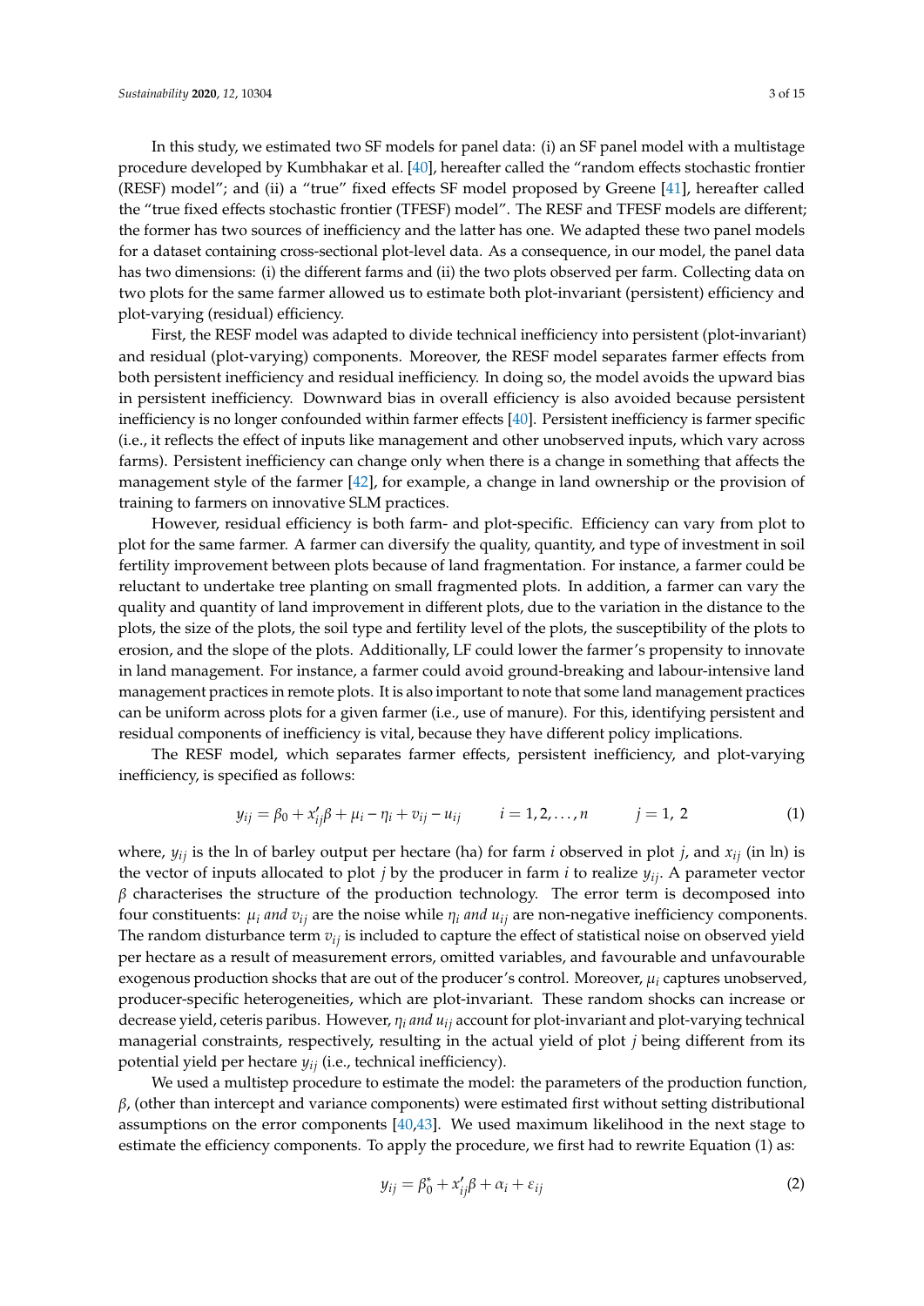In this study, we estimated two SF models for panel data: (i) an SF panel model with a multistage procedure developed by Kumbhakar et al. [40], hereafter called the "random effects stochastic frontier (RESF) model"; and (ii) a "true" fixed effects SF model proposed by Greene [41], hereafter called the "true fixed effects stochastic frontier (TFESF) model". The RESF and TFESF models are different; the former has two sources of inefficiency and the latter has one. We adapted these two panel models for a dataset containing cross-sectional plot-level data. As a consequence, in our model, the panel data has two dimensions: (i) the different farms and (ii) the two plots observed per farm. Collecting data on two plots for the same farmer allowed us to estimate both plot-invariant (persistent) efficiency and plot-varying (residual) efficiency.

First, the RESF model was adapted to divide technical inefficiency into persistent (plot-invariant) and residual (plot-varying) components. Moreover, the RESF model separates farmer effects from both persistent inefficiency and residual inefficiency. In doing so, the model avoids the upward bias in persistent inefficiency. Downward bias in overall efficiency is also avoided because persistent inefficiency is no longer confounded within farmer effects [40]. Persistent inefficiency is farmer specific (i.e., it reflects the effect of inputs like management and other unobserved inputs, which vary across farms). Persistent inefficiency can change only when there is a change in something that affects the management style of the farmer [42], for example, a change in land ownership or the provision of training to farmers on innovative SLM practices.

However, residual efficiency is both farm- and plot-specific. Efficiency can vary from plot to plot for the same farmer. A farmer can diversify the quality, quantity, and type of investment in soil fertility improvement between plots because of land fragmentation. For instance, a farmer could be reluctant to undertake tree planting on small fragmented plots. In addition, a farmer can vary the quality and quantity of land improvement in different plots, due to the variation in the distance to the plots, the size of the plots, the soil type and fertility level of the plots, the susceptibility of the plots to erosion, and the slope of the plots. Additionally, LF could lower the farmer's propensity to innovate in land management. For instance, a farmer could avoid ground-breaking and labour-intensive land management practices in remote plots. It is also important to note that some land management practices can be uniform across plots for a given farmer (i.e., use of manure). For this, identifying persistent and residual components of inefficiency is vital, because they have different policy implications.

The RESF model, which separates farmer effects, persistent inefficiency, and plot-varying inefficiency, is specified as follows:

$$y_{ij} = \beta_0 + x'_{ij}\beta + \mu_i - \eta_i + v_{ij} - u_{ij} \qquad i = 1, 2, \ldots, n \qquad j = 1,\ 2 \tag{1}$$

where, $y_{ij}$ is the ln of barley output per hectare (ha) for farm $i$ observed in plot $j$, and $x_{ij}$ (in ln) is the vector of inputs allocated to plot $j$ by the producer in farm $i$ to realize $y_{ij}$. A parameter vector $\beta$ characterises the structure of the production technology. The error term is decomposed into four constituents: $\mu_i$ *and* $v_{ij}$ are the noise while $\eta_i$ *and* $u_{ij}$ are non-negative inefficiency components. The random disturbance term $v_{ij}$ is included to capture the effect of statistical noise on observed yield per hectare as a result of measurement errors, omitted variables, and favourable and unfavourable exogenous production shocks that are out of the producer's control. Moreover, $\mu_i$ captures unobserved, producer-specific heterogeneities, which are plot-invariant. These random shocks can increase or decrease yield, ceteris paribus. However, $\eta_i$ *and* $u_{ij}$ account for plot-invariant and plot-varying technical managerial constraints, respectively, resulting in the actual yield of plot $j$ being different from its potential yield per hectare $y_{ij}$ (i.e., technical inefficiency).

We used a multistep procedure to estimate the model: the parameters of the production function, $\beta$, (other than intercept and variance components) were estimated first without setting distributional assumptions on the error components [40,43]. We used maximum likelihood in the next stage to estimate the efficiency components. To apply the procedure, we first had to rewrite Equation (1) as:

$$y_{ij} = \beta_0^* + x'_{ij}\beta + \alpha_i + \varepsilon_{ij} \tag{2}$$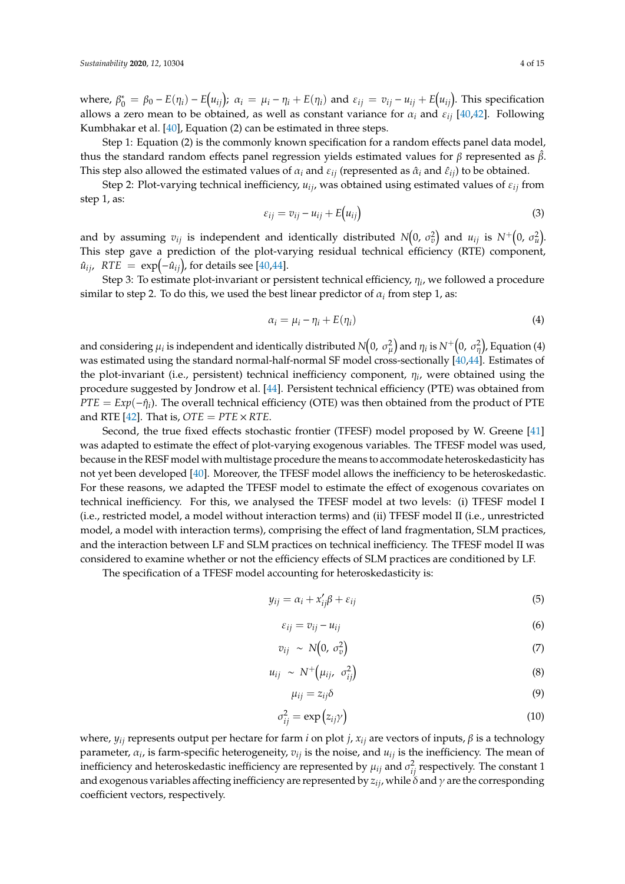where, $\beta_0^* = \beta_0 - E(\eta_i) - E(u_{ij})$; $\alpha_i = \mu_i - \eta_i + E(\eta_i)$ and $\varepsilon_{ij} = v_{ij} - u_{ij} + E(u_{ij})$. This specification allows a zero mean to be obtained, as well as constant variance for $\alpha_i$ and $\varepsilon_{ij}$ [40,42]. Following Kumbhakar et al. [40], Equation (2) can be estimated in three steps.

Step 1: Equation (2) is the commonly known specification for a random effects panel data model, thus the standard random effects panel regression yields estimated values for $\beta$ represented as $\hat{\beta}$. This step also allowed the estimated values of $\alpha_i$ and $\varepsilon_{ij}$ (represented as $\hat{\alpha}_i$ and $\hat{\varepsilon}_{ij}$) to be obtained.

Step 2: Plot-varying technical inefficiency, $u_{ij}$, was obtained using estimated values of $\varepsilon_{ij}$ from step 1, as:

$$\varepsilon_{ij} = v_{ij} - u_{ij} + E(u_{ij}) \tag{3}$$

and by assuming $v_{ij}$ is independent and identically distributed $N(0,\ \sigma_v^2)$ and $u_{ij}$ is $N^+(0,\ \sigma_u^2)$. This step gave a prediction of the plot-varying residual technical efficiency (RTE) component, $\hat{u}_{ij}$, $RTE = \exp(-\hat{u}_{ij})$, for details see [40,44].

Step 3: To estimate plot-invariant or persistent technical efficiency, $\eta_i$, we followed a procedure similar to step 2. To do this, we used the best linear predictor of $\alpha_i$ from step 1, as:

$$\alpha_i = \mu_i - \eta_i + E(\eta_i) \tag{4}$$

and considering $\mu_i$ is independent and identically distributed $N(0,\ \sigma_\mu^2)$ and $\eta_i$ is $N^+(0,\ \sigma_\eta^2)$, Equation (4) was estimated using the standard normal-half-normal SF model cross-sectionally [40,44]. Estimates of the plot-invariant (i.e., persistent) technical inefficiency component, $\eta_i$, were obtained using the procedure suggested by Jondrow et al. [44]. Persistent technical efficiency (PTE) was obtained from $PTE = Exp(-\hat{\eta}_i)$. The overall technical efficiency (OTE) was then obtained from the product of PTE and RTE [42]. That is, $OTE = PTE \times RTE$.

Second, the true fixed effects stochastic frontier (TFESF) model proposed by W. Greene [41] was adapted to estimate the effect of plot-varying exogenous variables. The TFESF model was used, because in the RESF model with multistage procedure the means to accommodate heteroskedasticity has not yet been developed [40]. Moreover, the TFESF model allows the inefficiency to be heteroskedastic. For these reasons, we adapted the TFESF model to estimate the effect of exogenous covariates on technical inefficiency. For this, we analysed the TFESF model at two levels: (i) TFESF model I (i.e., restricted model, a model without interaction terms) and (ii) TFESF model II (i.e., unrestricted model, a model with interaction terms), comprising the effect of land fragmentation, SLM practices, and the interaction between LF and SLM practices on technical inefficiency. The TFESF model II was considered to examine whether or not the efficiency effects of SLM practices are conditioned by LF.

The specification of a TFESF model accounting for heteroskedasticity is:

$$y_{ij} = \alpha_i + x'_{ij}\beta + \varepsilon_{ij} \tag{5}$$

$$\varepsilon_{ij} = v_{ij} - u_{ij} \tag{6}$$

$$v_{ij} \sim N(0,\ \sigma_v^2) \tag{7}$$

$$u_{ij} \sim N^+(\mu_{ij},\ \sigma_{ij}^2) \tag{8}$$

$$\mu_{ij} = z_{ij}\delta \tag{9}$$

$$\sigma_{ij}^2 = \exp(z_{ij}\gamma) \tag{10}$$

where, $y_{ij}$ represents output per hectare for farm $i$ on plot $j$, $x_{ij}$ are vectors of inputs, $\beta$ is a technology parameter, $\alpha_i$, is farm-specific heterogeneity, $v_{ij}$ is the noise, and $u_{ij}$ is the inefficiency. The mean of inefficiency and heteroskedastic inefficiency are represented by $\mu_{ij}$ and $\sigma_{ij}^2$ respectively. The constant 1 and exogenous variables affecting inefficiency are represented by $z_{ij}$, while $\delta$ and $\gamma$ are the corresponding coefficient vectors, respectively.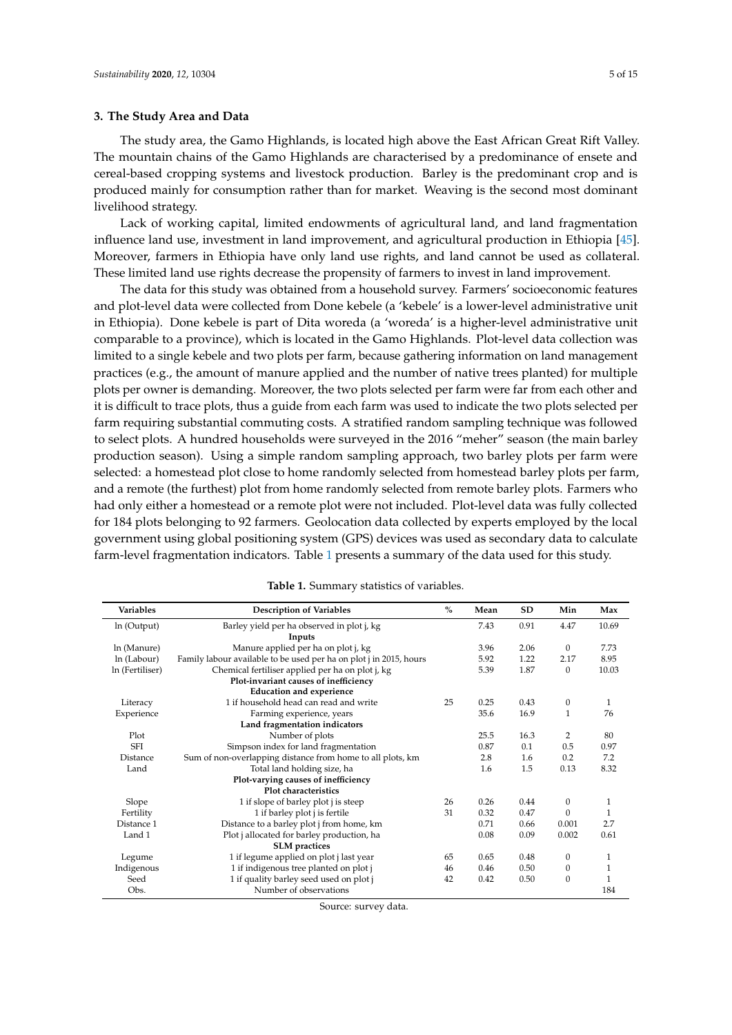## 3. The Study Area and Data

The study area, the Gamo Highlands, is located high above the East African Great Rift Valley. The mountain chains of the Gamo Highlands are characterised by a predominance of ensete and cereal-based cropping systems and livestock production. Barley is the predominant crop and is produced mainly for consumption rather than for market. Weaving is the second most dominant livelihood strategy.

Lack of working capital, limited endowments of agricultural land, and land fragmentation influence land use, investment in land improvement, and agricultural production in Ethiopia [45]. Moreover, farmers in Ethiopia have only land use rights, and land cannot be used as collateral. These limited land use rights decrease the propensity of farmers to invest in land improvement.

The data for this study was obtained from a household survey. Farmers' socioeconomic features and plot-level data were collected from Done kebele (a 'kebele' is a lower-level administrative unit in Ethiopia). Done kebele is part of Dita woreda (a 'woreda' is a higher-level administrative unit comparable to a province), which is located in the Gamo Highlands. Plot-level data collection was limited to a single kebele and two plots per farm, because gathering information on land management practices (e.g., the amount of manure applied and the number of native trees planted) for multiple plots per owner is demanding. Moreover, the two plots selected per farm were far from each other and it is difficult to trace plots, thus a guide from each farm was used to indicate the two plots selected per farm requiring substantial commuting costs. A stratified random sampling technique was followed to select plots. A hundred households were surveyed in the 2016 "meher" season (the main barley production season). Using a simple random sampling approach, two barley plots per farm were selected: a homestead plot close to home randomly selected from homestead barley plots per farm, and a remote (the furthest) plot from home randomly selected from remote barley plots. Farmers who had only either a homestead or a remote plot were not included. Plot-level data was fully collected for 184 plots belonging to 92 farmers. Geolocation data collected by experts employed by the local government using global positioning system (GPS) devices was used as secondary data to calculate farm-level fragmentation indicators. Table 1 presents a summary of the data used for this study.

**Table 1.** Summary statistics of variables.

| Variables | Description of Variables | % | Mean | SD | Min | Max |
|---|---|---|---|---|---|---|
| ln (Output) | Barley yield per ha observed in plot j, kg | | 7.43 | 0.91 | 4.47 | 10.69 |
| | **Inputs** | | | | | |
| ln (Manure) | Manure applied per ha on plot j, kg | | 3.96 | 2.06 | 0 | 7.73 |
| ln (Labour) | Family labour available to be used per ha on plot j in 2015, hours | | 5.92 | 1.22 | 2.17 | 8.95 |
| ln (Fertiliser) | Chemical fertiliser applied per ha on plot j, kg | | 5.39 | 1.87 | 0 | 10.03 |
| | **Plot-invariant causes of inefficiency** | | | | | |
| | **Education and experience** | | | | | |
| Literacy | 1 if household head can read and write | 25 | 0.25 | 0.43 | 0 | 1 |
| Experience | Farming experience, years | | 35.6 | 16.9 | 1 | 76 |
| | **Land fragmentation indicators** | | | | | |
| Plot | Number of plots | | 25.5 | 16.3 | 2 | 80 |
| SFI | Simpson index for land fragmentation | | 0.87 | 0.1 | 0.5 | 0.97 |
| Distance | Sum of non-overlapping distance from home to all plots, km | | 2.8 | 1.6 | 0.2 | 7.2 |
| Land | Total land holding size, ha | | 1.6 | 1.5 | 0.13 | 8.32 |
| | **Plot-varying causes of inefficiency** | | | | | |
| | **Plot characteristics** | | | | | |
| Slope | 1 if slope of barley plot j is steep | 26 | 0.26 | 0.44 | 0 | 1 |
| Fertility | 1 if barley plot j is fertile | 31 | 0.32 | 0.47 | 0 | 1 |
| Distance 1 | Distance to a barley plot j from home, km | | 0.71 | 0.66 | 0.001 | 2.7 |
| Land 1 | Plot j allocated for barley production, ha | | 0.08 | 0.09 | 0.002 | 0.61 |
| | **SLM practices** | | | | | |
| Legume | 1 if legume applied on plot j last year | 65 | 0.65 | 0.48 | 0 | 1 |
| Indigenous | 1 if indigenous tree planted on plot j | 46 | 0.46 | 0.50 | 0 | 1 |
| Seed | 1 if quality barley seed used on plot j | 42 | 0.42 | 0.50 | 0 | 1 |
| Obs. | Number of observations | | | | | 184 |

Source: survey data.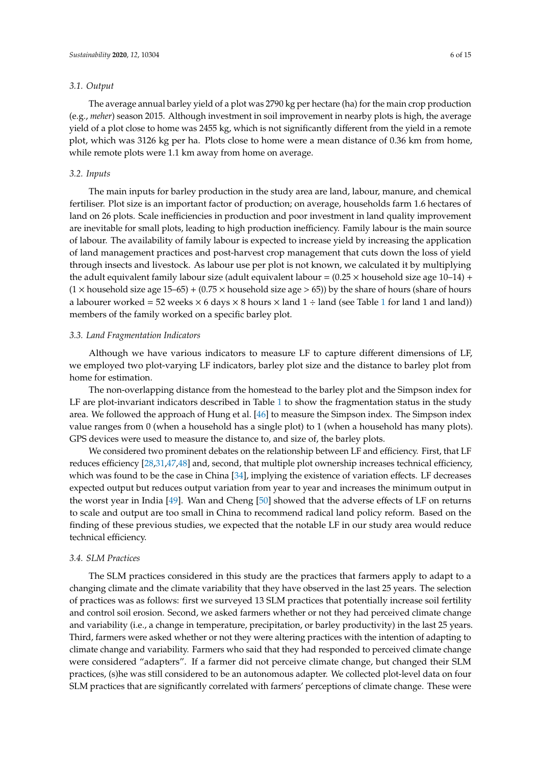### 3.1. Output

The average annual barley yield of a plot was 2790 kg per hectare (ha) for the main crop production (e.g., *meher*) season 2015. Although investment in soil improvement in nearby plots is high, the average yield of a plot close to home was 2455 kg, which is not significantly different from the yield in a remote plot, which was 3126 kg per ha. Plots close to home were a mean distance of 0.36 km from home, while remote plots were 1.1 km away from home on average.

### 3.2. Inputs

The main inputs for barley production in the study area are land, labour, manure, and chemical fertiliser. Plot size is an important factor of production; on average, households farm 1.6 hectares of land on 26 plots. Scale inefficiencies in production and poor investment in land quality improvement are inevitable for small plots, leading to high production inefficiency. Family labour is the main source of labour. The availability of family labour is expected to increase yield by increasing the application of land management practices and post-harvest crop management that cuts down the loss of yield through insects and livestock. As labour use per plot is not known, we calculated it by multiplying the adult equivalent family labour size (adult equivalent labour = $(0.25 \times$ household size age 10–14$)$ + $(1 \times$ household size age 15–65$)$ + $(0.75 \times$ household size age $> 65))$ by the share of hours (share of hours a labourer worked = 52 weeks $\times$ 6 days $\times$ 8 hours $\times$ land 1 $\div$ land (see Table 1 for land 1 and land)) members of the family worked on a specific barley plot.

### 3.3. Land Fragmentation Indicators

Although we have various indicators to measure LF to capture different dimensions of LF, we employed two plot-varying LF indicators, barley plot size and the distance to barley plot from home for estimation.

The non-overlapping distance from the homestead to the barley plot and the Simpson index for LF are plot-invariant indicators described in Table 1 to show the fragmentation status in the study area. We followed the approach of Hung et al. [46] to measure the Simpson index. The Simpson index value ranges from 0 (when a household has a single plot) to 1 (when a household has many plots). GPS devices were used to measure the distance to, and size of, the barley plots.

We considered two prominent debates on the relationship between LF and efficiency. First, that LF reduces efficiency [28,31,47,48] and, second, that multiple plot ownership increases technical efficiency, which was found to be the case in China [34], implying the existence of variation effects. LF decreases expected output but reduces output variation from year to year and increases the minimum output in the worst year in India [49]. Wan and Cheng [50] showed that the adverse effects of LF on returns to scale and output are too small in China to recommend radical land policy reform. Based on the finding of these previous studies, we expected that the notable LF in our study area would reduce technical efficiency.

### 3.4. SLM Practices

The SLM practices considered in this study are the practices that farmers apply to adapt to a changing climate and the climate variability that they have observed in the last 25 years. The selection of practices was as follows: first we surveyed 13 SLM practices that potentially increase soil fertility and control soil erosion. Second, we asked farmers whether or not they had perceived climate change and variability (i.e., a change in temperature, precipitation, or barley productivity) in the last 25 years. Third, farmers were asked whether or not they were altering practices with the intention of adapting to climate change and variability. Farmers who said that they had responded to perceived climate change were considered "adapters". If a farmer did not perceive climate change, but changed their SLM practices, (s)he was still considered to be an autonomous adapter. We collected plot-level data on four SLM practices that are significantly correlated with farmers' perceptions of climate change. These were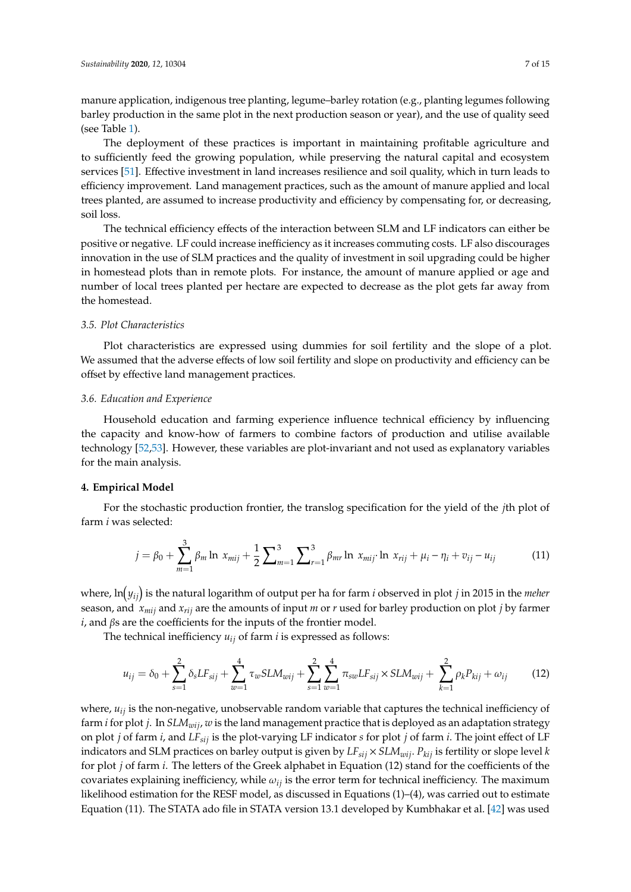manure application, indigenous tree planting, legume–barley rotation (e.g., planting legumes following barley production in the same plot in the next production season or year), and the use of quality seed (see Table 1).

The deployment of these practices is important in maintaining profitable agriculture and to sufficiently feed the growing population, while preserving the natural capital and ecosystem services [51]. Effective investment in land increases resilience and soil quality, which in turn leads to efficiency improvement. Land management practices, such as the amount of manure applied and local trees planted, are assumed to increase productivity and efficiency by compensating for, or decreasing, soil loss.

The technical efficiency effects of the interaction between SLM and LF indicators can either be positive or negative. LF could increase inefficiency as it increases commuting costs. LF also discourages innovation in the use of SLM practices and the quality of investment in soil upgrading could be higher in homestead plots than in remote plots. For instance, the amount of manure applied or age and number of local trees planted per hectare are expected to decrease as the plot gets far away from the homestead.

### 3.5. Plot Characteristics

Plot characteristics are expressed using dummies for soil fertility and the slope of a plot. We assumed that the adverse effects of low soil fertility and slope on productivity and efficiency can be offset by effective land management practices.

### 3.6. Education and Experience

Household education and farming experience influence technical efficiency by influencing the capacity and know-how of farmers to combine factors of production and utilise available technology [52,53]. However, these variables are plot-invariant and not used as explanatory variables for the main analysis.

## 4. Empirical Model

For the stochastic production frontier, the translog specification for the yield of the $j$th plot of farm $i$ was selected:

$$j = \beta_0 + \sum_{m=1}^{3} \beta_m \ln\, x_{mij} + \frac{1}{2} \sum\nolimits_{m=1}^{3} \sum\nolimits_{r=1}^{3} \beta_{mr} \ln\, x_{mij} \cdot \ln\, x_{rij} + \mu_i - \eta_i + v_{ij} - u_{ij} \tag{11}$$

where, $\ln\left(y_{ij}\right)$ is the natural logarithm of output per ha for farm $i$ observed in plot $j$ in 2015 in the *meher* season, and $x_{mij}$ and $x_{rij}$ are the amounts of input $m$ or $r$ used for barley production on plot $j$ by farmer $i$, and $\beta$s are the coefficients for the inputs of the frontier model.

The technical inefficiency $u_{ij}$ of farm $i$ is expressed as follows:

$$u_{ij} = \delta_0 + \sum_{s=1}^{2} \delta_s LF_{sij} + \sum_{w=1}^{4} \tau_w SLM_{wij} + \sum_{s=1}^{2} \sum_{w=1}^{4} \pi_{sw} LF_{sij} \times SLM_{wij} + \sum_{k=1}^{2} \rho_k P_{kij} + \omega_{ij} \tag{12}$$

where, $u_{ij}$ is the non-negative, unobservable random variable that captures the technical inefficiency of farm $i$ for plot $j$. In $SLM_{wij}$, $w$ is the land management practice that is deployed as an adaptation strategy on plot $j$ of farm $i$, and $LF_{sij}$ is the plot-varying LF indicator $s$ for plot $j$ of farm $i$. The joint effect of LF indicators and SLM practices on barley output is given by $LF_{sij} \times SLM_{wij}$. $P_{kij}$ is fertility or slope level $k$ for plot $j$ of farm $i$. The letters of the Greek alphabet in Equation (12) stand for the coefficients of the covariates explaining inefficiency, while $\omega_{ij}$ is the error term for technical inefficiency. The maximum likelihood estimation for the RESF model, as discussed in Equations (1)–(4), was carried out to estimate Equation (11). The STATA ado file in STATA version 13.1 developed by Kumbhakar et al. [42] was used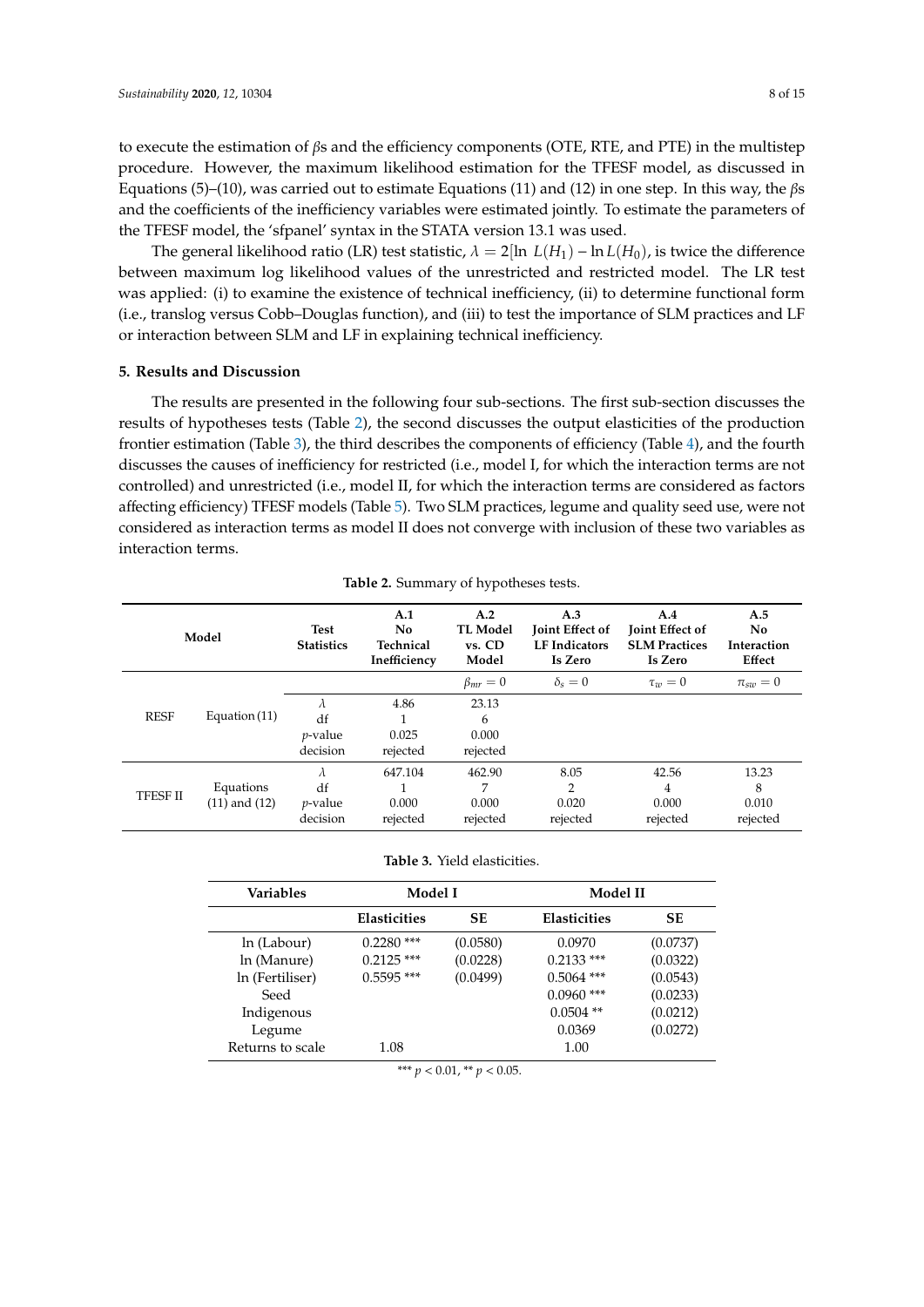to execute the estimation of $\beta$s and the efficiency components (OTE, RTE, and PTE) in the multistep procedure. However, the maximum likelihood estimation for the TFESF model, as discussed in Equations (5)–(10), was carried out to estimate Equations (11) and (12) in one step. In this way, the $\beta$s and the coefficients of the inefficiency variables were estimated jointly. To estimate the parameters of the TFESF model, the 'sfpanel' syntax in the STATA version 13.1 was used.

The general likelihood ratio (LR) test statistic, $\lambda = 2[\ln L(H_1) - \ln L(H_0)$, is twice the difference between maximum log likelihood values of the unrestricted and restricted model. The LR test was applied: (i) to examine the existence of technical inefficiency, (ii) to determine functional form (i.e., translog versus Cobb–Douglas function), and (iii) to test the importance of SLM practices and LF or interaction between SLM and LF in explaining technical inefficiency.

### 5. Results and Discussion

The results are presented in the following four sub-sections. The first sub-section discusses the results of hypotheses tests (Table 2), the second discusses the output elasticities of the production frontier estimation (Table 3), the third describes the components of efficiency (Table 4), and the fourth discusses the causes of inefficiency for restricted (i.e., model I, for which the interaction terms are not controlled) and unrestricted (i.e., model II, for which the interaction terms are considered as factors affecting efficiency) TFESF models (Table 5). Two SLM practices, legume and quality seed use, were not considered as interaction terms as model II does not converge with inclusion of these two variables as interaction terms.

**Table 2.** Summary of hypotheses tests.

| Model | | Test Statistics | A.1 No Technical Inefficiency | A.2 TL Model vs. CD Model | A.3 Joint Effect of LF Indicators Is Zero | A.4 Joint Effect of SLM Practices Is Zero | A.5 No Interaction Effect |
|---|---|---|---|---|---|---|---|
| | | | | $\beta_{mr} = 0$ | $\delta_s = 0$ | $\tau_w = 0$ | $\pi_{sw} = 0$ |
| RESF | Equation (11) | $\lambda$ | 4.86 | 23.13 | | | |
| | | df | 1 | 6 | | | |
| | | $p$-value | 0.025 | 0.000 | | | |
| | | decision | rejected | rejected | | | |
| TFESF II | Equations (11) and (12) | $\lambda$ | 647.104 | 462.90 | 8.05 | 42.56 | 13.23 |
| | | df | 1 | 7 | 2 | 4 | 8 |
| | | $p$-value | 0.000 | 0.000 | 0.020 | 0.000 | 0.010 |
| | | decision | rejected | rejected | rejected | rejected | rejected |

**Table 3.** Yield elasticities.

| Variables | Model I | | Model II | |
|---|---|---|---|---|
| | Elasticities | SE | Elasticities | SE |
| ln (Labour) | 0.2280 *** | (0.0580) | 0.0970 | (0.0737) |
| ln (Manure) | 0.2125 *** | (0.0228) | 0.2133 *** | (0.0322) |
| ln (Fertiliser) | 0.5595 *** | (0.0499) | 0.5064 *** | (0.0543) |
| Seed | | | 0.0960 *** | (0.0233) |
| Indigenous | | | 0.0504 ** | (0.0212) |
| Legume | | | 0.0369 | (0.0272) |
| Returns to scale | 1.08 | | 1.00 | |

*** $p < 0.01$, ** $p < 0.05$.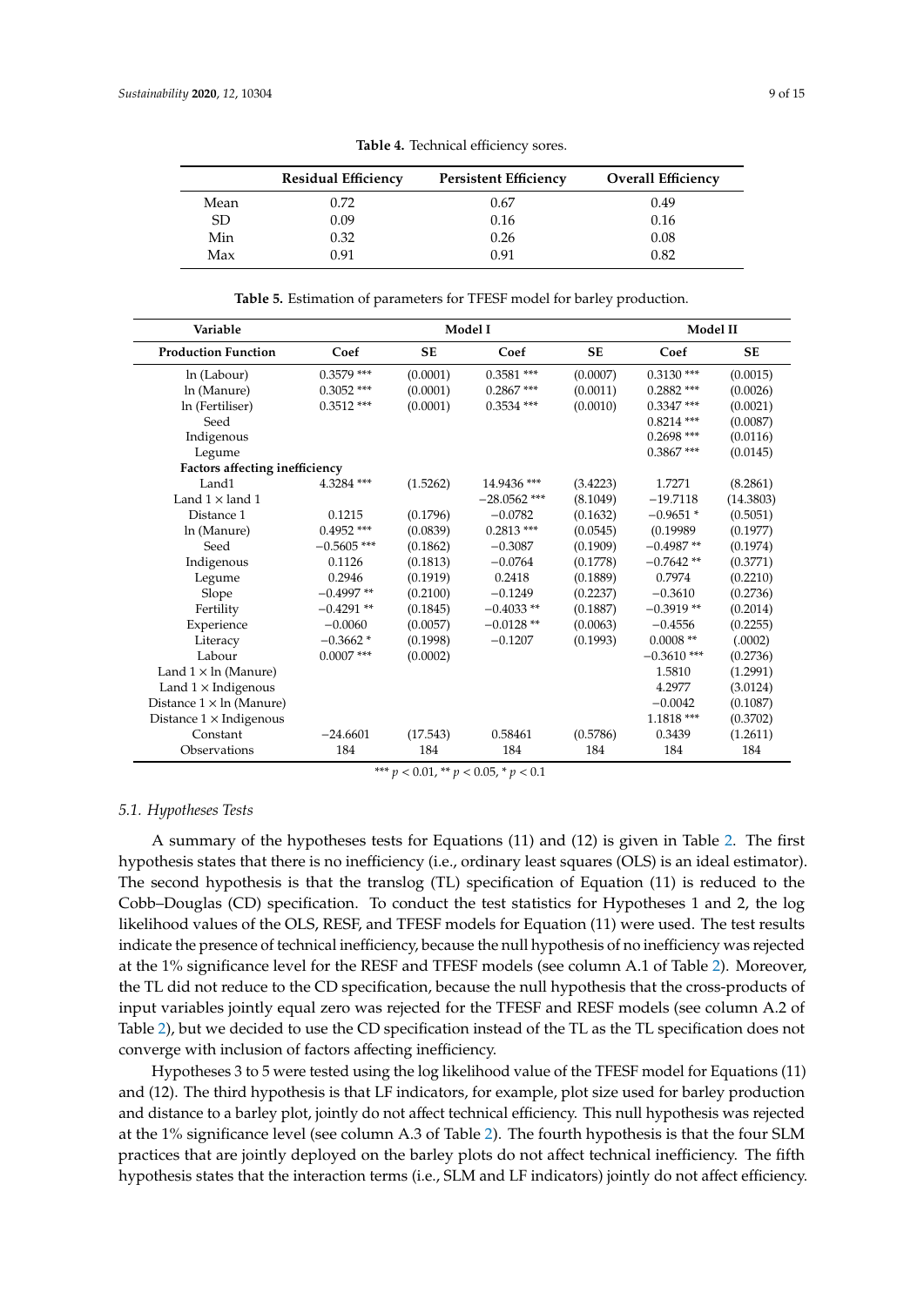**Table 4.** Technical efficiency sores.

| | Residual Efficiency | Persistent Efficiency | Overall Efficiency |
|---|---|---|---|
| Mean | 0.72 | 0.67 | 0.49 |
| SD | 0.09 | 0.16 | 0.16 |
| Min | 0.32 | 0.26 | 0.08 |
| Max | 0.91 | 0.91 | 0.82 |

**Table 5.** Estimation of parameters for TFESF model for barley production.

| Variable | Model I | | | | Model II | |
|---|---|---|---|---|---|---|
| **Production Function** | **Coef** | **SE** | **Coef** | **SE** | **Coef** | **SE** |
| ln (Labour) | 0.3579 *** | (0.0001) | 0.3581 *** | (0.0007) | 0.3130 *** | (0.0015) |
| ln (Manure) | 0.3052 *** | (0.0001) | 0.2867 *** | (0.0011) | 0.2882 *** | (0.0026) |
| ln (Fertiliser) | 0.3512 *** | (0.0001) | 0.3534 *** | (0.0010) | 0.3347 *** | (0.0021) |
| Seed | | | | | 0.8214 *** | (0.0087) |
| Indigenous | | | | | 0.2698 *** | (0.0116) |
| Legume | | | | | 0.3867 *** | (0.0145) |
| **Factors affecting inefficiency** | | | | | | |
| Land1 | 4.3284 *** | (1.5262) | 14.9436 *** | (3.4223) | 1.7271 | (8.2861) |
| Land 1 × land 1 | | | −28.0562 *** | (8.1049) | −19.7118 | (14.3803) |
| Distance 1 | 0.1215 | (0.1796) | −0.0782 | (0.1632) | −0.9651 * | (0.5051) |
| ln (Manure) | 0.4952 *** | (0.0839) | 0.2813 *** | (0.0545) | (0.19989 | (0.1977) |
| Seed | −0.5605 *** | (0.1862) | −0.3087 | (0.1909) | −0.4987 ** | (0.1974) |
| Indigenous | 0.1126 | (0.1813) | −0.0764 | (0.1778) | −0.7642 ** | (0.3771) |
| Legume | 0.2946 | (0.1919) | 0.2418 | (0.1889) | 0.7974 | (0.2210) |
| Slope | −0.4997 ** | (0.2100) | −0.1249 | (0.2237) | −0.3610 | (0.2736) |
| Fertility | −0.4291 ** | (0.1845) | −0.4033 ** | (0.1887) | −0.3919 ** | (0.2014) |
| Experience | −0.0060 | (0.0057) | −0.0128 ** | (0.0063) | −0.4556 | (0.2255) |
| Literacy | −0.3662 * | (0.1998) | −0.1207 | (0.1993) | 0.0008 ** | (.0002) |
| Labour | 0.0007 *** | (0.0002) | | | −0.3610 *** | (0.2736) |
| Land 1 × ln (Manure) | | | | | 1.5810 | (1.2991) |
| Land 1 × Indigenous | | | | | 4.2977 | (3.0124) |
| Distance 1 × ln (Manure) | | | | | −0.0042 | (0.1087) |
| Distance 1 × Indigenous | | | | | 1.1818 *** | (0.3702) |
| Constant | −24.6601 | (17.543) | 0.58461 | (0.5786) | 0.3439 | (1.2611) |
| Observations | 184 | 184 | 184 | 184 | 184 | 184 |

*** $p < 0.01$, ** $p < 0.05$, * $p < 0.1$

### *5.1. Hypotheses Tests*

A summary of the hypotheses tests for Equations (11) and (12) is given in Table 2. The first hypothesis states that there is no inefficiency (i.e., ordinary least squares (OLS) is an ideal estimator). The second hypothesis is that the translog (TL) specification of Equation (11) is reduced to the Cobb–Douglas (CD) specification. To conduct the test statistics for Hypotheses 1 and 2, the log likelihood values of the OLS, RESF, and TFESF models for Equation (11) were used. The test results indicate the presence of technical inefficiency, because the null hypothesis of no inefficiency was rejected at the 1% significance level for the RESF and TFESF models (see column A.1 of Table 2). Moreover, the TL did not reduce to the CD specification, because the null hypothesis that the cross-products of input variables jointly equal zero was rejected for the TFESF and RESF models (see column A.2 of Table 2), but we decided to use the CD specification instead of the TL as the TL specification does not converge with inclusion of factors affecting inefficiency.

Hypotheses 3 to 5 were tested using the log likelihood value of the TFESF model for Equations (11) and (12). The third hypothesis is that LF indicators, for example, plot size used for barley production and distance to a barley plot, jointly do not affect technical efficiency. This null hypothesis was rejected at the 1% significance level (see column A.3 of Table 2). The fourth hypothesis is that the four SLM practices that are jointly deployed on the barley plots do not affect technical inefficiency. The fifth hypothesis states that the interaction terms (i.e., SLM and LF indicators) jointly do not affect efficiency.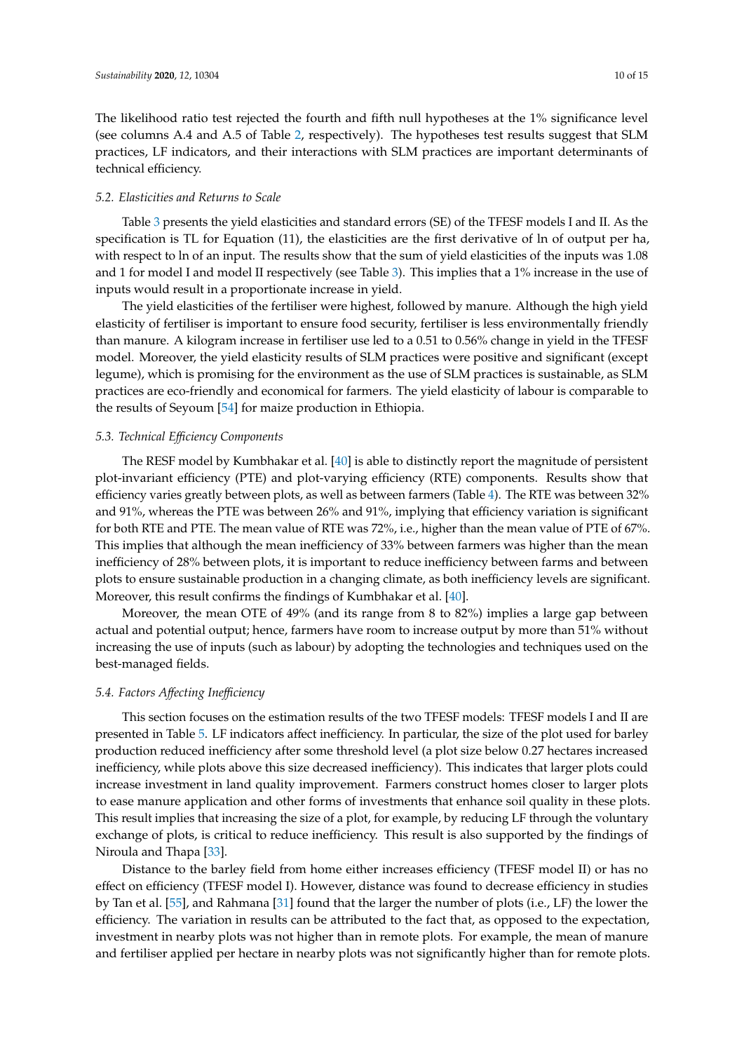The likelihood ratio test rejected the fourth and fifth null hypotheses at the 1% significance level (see columns A.4 and A.5 of Table 2, respectively). The hypotheses test results suggest that SLM practices, LF indicators, and their interactions with SLM practices are important determinants of technical efficiency.

### 5.2. Elasticities and Returns to Scale

Table 3 presents the yield elasticities and standard errors (SE) of the TFESF models I and II. As the specification is TL for Equation (11), the elasticities are the first derivative of ln of output per ha, with respect to ln of an input. The results show that the sum of yield elasticities of the inputs was 1.08 and 1 for model I and model II respectively (see Table 3). This implies that a 1% increase in the use of inputs would result in a proportionate increase in yield.

The yield elasticities of the fertiliser were highest, followed by manure. Although the high yield elasticity of fertiliser is important to ensure food security, fertiliser is less environmentally friendly than manure. A kilogram increase in fertiliser use led to a 0.51 to 0.56% change in yield in the TFESF model. Moreover, the yield elasticity results of SLM practices were positive and significant (except legume), which is promising for the environment as the use of SLM practices is sustainable, as SLM practices are eco-friendly and economical for farmers. The yield elasticity of labour is comparable to the results of Seyoum [54] for maize production in Ethiopia.

### 5.3. Technical Efficiency Components

The RESF model by Kumbhakar et al. [40] is able to distinctly report the magnitude of persistent plot-invariant efficiency (PTE) and plot-varying efficiency (RTE) components. Results show that efficiency varies greatly between plots, as well as between farmers (Table 4). The RTE was between 32% and 91%, whereas the PTE was between 26% and 91%, implying that efficiency variation is significant for both RTE and PTE. The mean value of RTE was 72%, i.e., higher than the mean value of PTE of 67%. This implies that although the mean inefficiency of 33% between farmers was higher than the mean inefficiency of 28% between plots, it is important to reduce inefficiency between farms and between plots to ensure sustainable production in a changing climate, as both inefficiency levels are significant. Moreover, this result confirms the findings of Kumbhakar et al. [40].

Moreover, the mean OTE of 49% (and its range from 8 to 82%) implies a large gap between actual and potential output; hence, farmers have room to increase output by more than 51% without increasing the use of inputs (such as labour) by adopting the technologies and techniques used on the best-managed fields.

### 5.4. Factors Affecting Inefficiency

This section focuses on the estimation results of the two TFESF models: TFESF models I and II are presented in Table 5. LF indicators affect inefficiency. In particular, the size of the plot used for barley production reduced inefficiency after some threshold level (a plot size below 0.27 hectares increased inefficiency, while plots above this size decreased inefficiency). This indicates that larger plots could increase investment in land quality improvement. Farmers construct homes closer to larger plots to ease manure application and other forms of investments that enhance soil quality in these plots. This result implies that increasing the size of a plot, for example, by reducing LF through the voluntary exchange of plots, is critical to reduce inefficiency. This result is also supported by the findings of Niroula and Thapa [33].

Distance to the barley field from home either increases efficiency (TFESF model II) or has no effect on efficiency (TFESF model I). However, distance was found to decrease efficiency in studies by Tan et al. [55], and Rahmana [31] found that the larger the number of plots (i.e., LF) the lower the efficiency. The variation in results can be attributed to the fact that, as opposed to the expectation, investment in nearby plots was not higher than in remote plots. For example, the mean of manure and fertiliser applied per hectare in nearby plots was not significantly higher than for remote plots.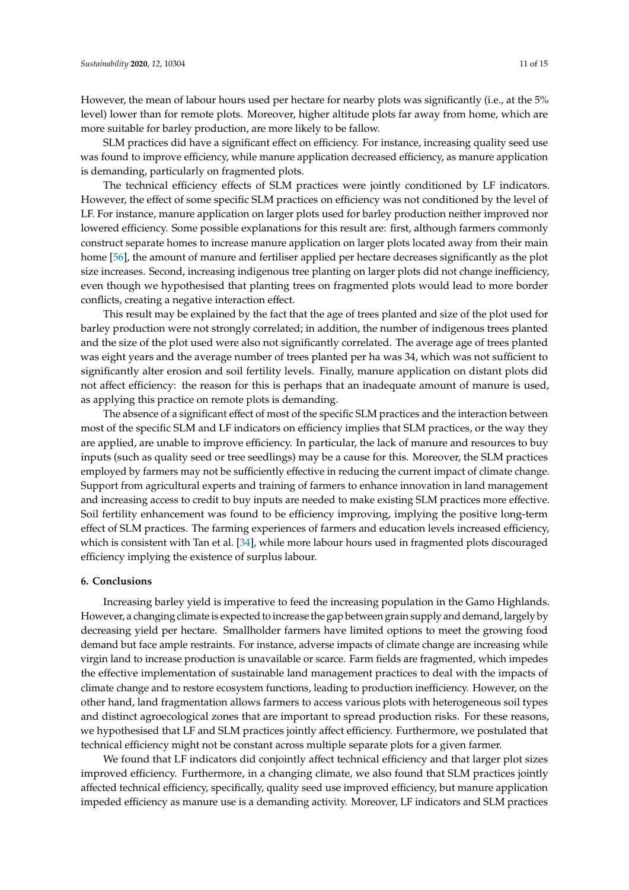However, the mean of labour hours used per hectare for nearby plots was significantly (i.e., at the 5% level) lower than for remote plots. Moreover, higher altitude plots far away from home, which are more suitable for barley production, are more likely to be fallow.

SLM practices did have a significant effect on efficiency. For instance, increasing quality seed use was found to improve efficiency, while manure application decreased efficiency, as manure application is demanding, particularly on fragmented plots.

The technical efficiency effects of SLM practices were jointly conditioned by LF indicators. However, the effect of some specific SLM practices on efficiency was not conditioned by the level of LF. For instance, manure application on larger plots used for barley production neither improved nor lowered efficiency. Some possible explanations for this result are: first, although farmers commonly construct separate homes to increase manure application on larger plots located away from their main home [56], the amount of manure and fertiliser applied per hectare decreases significantly as the plot size increases. Second, increasing indigenous tree planting on larger plots did not change inefficiency, even though we hypothesised that planting trees on fragmented plots would lead to more border conflicts, creating a negative interaction effect.

This result may be explained by the fact that the age of trees planted and size of the plot used for barley production were not strongly correlated; in addition, the number of indigenous trees planted and the size of the plot used were also not significantly correlated. The average age of trees planted was eight years and the average number of trees planted per ha was 34, which was not sufficient to significantly alter erosion and soil fertility levels. Finally, manure application on distant plots did not affect efficiency: the reason for this is perhaps that an inadequate amount of manure is used, as applying this practice on remote plots is demanding.

The absence of a significant effect of most of the specific SLM practices and the interaction between most of the specific SLM and LF indicators on efficiency implies that SLM practices, or the way they are applied, are unable to improve efficiency. In particular, the lack of manure and resources to buy inputs (such as quality seed or tree seedlings) may be a cause for this. Moreover, the SLM practices employed by farmers may not be sufficiently effective in reducing the current impact of climate change. Support from agricultural experts and training of farmers to enhance innovation in land management and increasing access to credit to buy inputs are needed to make existing SLM practices more effective. Soil fertility enhancement was found to be efficiency improving, implying the positive long-term effect of SLM practices. The farming experiences of farmers and education levels increased efficiency, which is consistent with Tan et al. [34], while more labour hours used in fragmented plots discouraged efficiency implying the existence of surplus labour.

## 6. Conclusions

Increasing barley yield is imperative to feed the increasing population in the Gamo Highlands. However, a changing climate is expected to increase the gap between grain supply and demand, largely by decreasing yield per hectare. Smallholder farmers have limited options to meet the growing food demand but face ample restraints. For instance, adverse impacts of climate change are increasing while virgin land to increase production is unavailable or scarce. Farm fields are fragmented, which impedes the effective implementation of sustainable land management practices to deal with the impacts of climate change and to restore ecosystem functions, leading to production inefficiency. However, on the other hand, land fragmentation allows farmers to access various plots with heterogeneous soil types and distinct agroecological zones that are important to spread production risks. For these reasons, we hypothesised that LF and SLM practices jointly affect efficiency. Furthermore, we postulated that technical efficiency might not be constant across multiple separate plots for a given farmer.

We found that LF indicators did conjointly affect technical efficiency and that larger plot sizes improved efficiency. Furthermore, in a changing climate, we also found that SLM practices jointly affected technical efficiency, specifically, quality seed use improved efficiency, but manure application impeded efficiency as manure use is a demanding activity. Moreover, LF indicators and SLM practices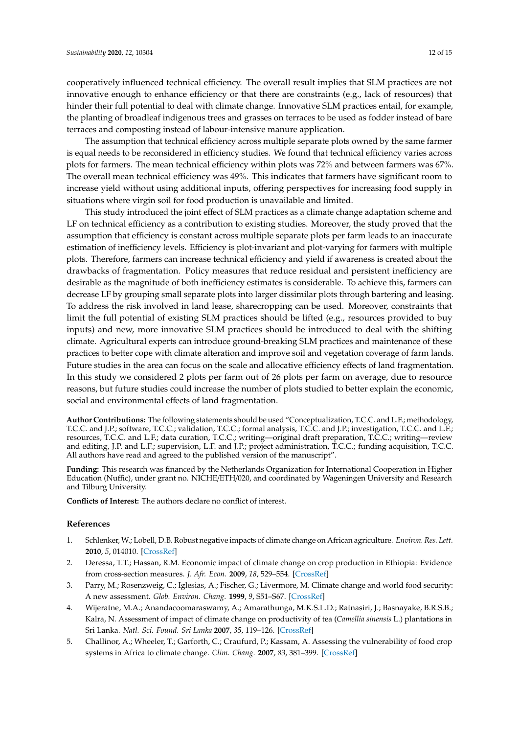cooperatively influenced technical efficiency. The overall result implies that SLM practices are not innovative enough to enhance efficiency or that there are constraints (e.g., lack of resources) that hinder their full potential to deal with climate change. Innovative SLM practices entail, for example, the planting of broadleaf indigenous trees and grasses on terraces to be used as fodder instead of bare terraces and composting instead of labour-intensive manure application.

The assumption that technical efficiency across multiple separate plots owned by the same farmer is equal needs to be reconsidered in efficiency studies. We found that technical efficiency varies across plots for farmers. The mean technical efficiency within plots was 72% and between farmers was 67%. The overall mean technical efficiency was 49%. This indicates that farmers have significant room to increase yield without using additional inputs, offering perspectives for increasing food supply in situations where virgin soil for food production is unavailable and limited.

This study introduced the joint effect of SLM practices as a climate change adaptation scheme and LF on technical efficiency as a contribution to existing studies. Moreover, the study proved that the assumption that efficiency is constant across multiple separate plots per farm leads to an inaccurate estimation of inefficiency levels. Efficiency is plot-invariant and plot-varying for farmers with multiple plots. Therefore, farmers can increase technical efficiency and yield if awareness is created about the drawbacks of fragmentation. Policy measures that reduce residual and persistent inefficiency are desirable as the magnitude of both inefficiency estimates is considerable. To achieve this, farmers can decrease LF by grouping small separate plots into larger dissimilar plots through bartering and leasing. To address the risk involved in land lease, sharecropping can be used. Moreover, constraints that limit the full potential of existing SLM practices should be lifted (e.g., resources provided to buy inputs) and new, more innovative SLM practices should be introduced to deal with the shifting climate. Agricultural experts can introduce ground-breaking SLM practices and maintenance of these practices to better cope with climate alteration and improve soil and vegetation coverage of farm lands. Future studies in the area can focus on the scale and allocative efficiency effects of land fragmentation. In this study we considered 2 plots per farm out of 26 plots per farm on average, due to resource reasons, but future studies could increase the number of plots studied to better explain the economic, social and environmental effects of land fragmentation.

**Author Contributions:** The following statements should be used "Conceptualization, T.C.C. and L.F.; methodology, T.C.C. and J.P.; software, T.C.C.; validation, T.C.C.; formal analysis, T.C.C. and J.P.; investigation, T.C.C. and L.F.; resources, T.C.C. and L.F.; data curation, T.C.C.; writing—original draft preparation, T.C.C.; writing—review and editing, J.P. and L.F.; supervision, L.F. and J.P.; project administration, T.C.C.; funding acquisition, T.C.C. All authors have read and agreed to the published version of the manuscript".

**Funding:** This research was financed by the Netherlands Organization for International Cooperation in Higher Education (Nuffic), under grant no. NICHE/ETH/020, and coordinated by Wageningen University and Research and Tilburg University.

**Conflicts of Interest:** The authors declare no conflict of interest.

## References

1. Schlenker, W.; Lobell, D.B. Robust negative impacts of climate change on African agriculture. *Environ. Res. Lett.* **2010**, *5*, 014010. [CrossRef]
2. Deressa, T.T.; Hassan, R.M. Economic impact of climate change on crop production in Ethiopia: Evidence from cross-section measures. *J. Afr. Econ.* **2009**, *18*, 529–554. [CrossRef]
3. Parry, M.; Rosenzweig, C.; Iglesias, A.; Fischer, G.; Livermore, M. Climate change and world food security: A new assessment. *Glob. Environ. Chang.* **1999**, *9*, S51–S67. [CrossRef]
4. Wijeratne, M.A.; Anandacoomaraswamy, A.; Amarathunga, M.K.S.L.D.; Ratnasiri, J.; Basnayake, B.R.S.B.; Kalra, N. Assessment of impact of climate change on productivity of tea (*Camellia sinensis* L.) plantations in Sri Lanka. *Natl. Sci. Found. Sri Lanka* **2007**, *35*, 119–126. [CrossRef]
5. Challinor, A.; Wheeler, T.; Garforth, C.; Craufurd, P.; Kassam, A. Assessing the vulnerability of food crop systems in Africa to climate change. *Clim. Chang.* **2007**, *83*, 381–399. [CrossRef]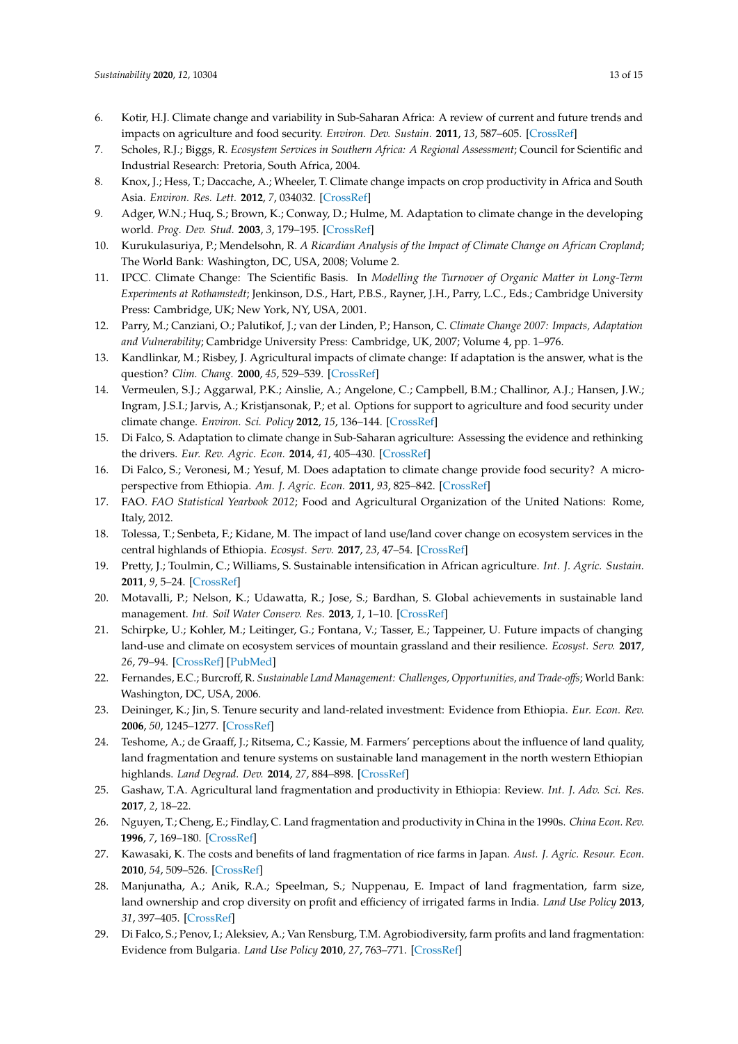6. Kotir, H.J. Climate change and variability in Sub-Saharan Africa: A review of current and future trends and impacts on agriculture and food security. *Environ. Dev. Sustain.* **2011**, *13*, 587–605. [CrossRef]
7. Scholes, R.J.; Biggs, R. *Ecosystem Services in Southern Africa: A Regional Assessment*; Council for Scientific and Industrial Research: Pretoria, South Africa, 2004.
8. Knox, J.; Hess, T.; Daccache, A.; Wheeler, T. Climate change impacts on crop productivity in Africa and South Asia. *Environ. Res. Lett.* **2012**, *7*, 034032. [CrossRef]
9. Adger, W.N.; Huq, S.; Brown, K.; Conway, D.; Hulme, M. Adaptation to climate change in the developing world. *Prog. Dev. Stud.* **2003**, *3*, 179–195. [CrossRef]
10. Kurukulasuriya, P.; Mendelsohn, R. *A Ricardian Analysis of the Impact of Climate Change on African Cropland*; The World Bank: Washington, DC, USA, 2008; Volume 2.
11. IPCC. Climate Change: The Scientific Basis. In *Modelling the Turnover of Organic Matter in Long-Term Experiments at Rothamstedt*; Jenkinson, D.S., Hart, P.B.S., Rayner, J.H., Parry, L.C., Eds.; Cambridge University Press: Cambridge, UK; New York, NY, USA, 2001.
12. Parry, M.; Canziani, O.; Palutikof, J.; van der Linden, P.; Hanson, C. *Climate Change 2007: Impacts, Adaptation and Vulnerability*; Cambridge University Press: Cambridge, UK, 2007; Volume 4, pp. 1–976.
13. Kandlinkar, M.; Risbey, J. Agricultural impacts of climate change: If adaptation is the answer, what is the question? *Clim. Chang.* **2000**, *45*, 529–539. [CrossRef]
14. Vermeulen, S.J.; Aggarwal, P.K.; Ainslie, A.; Angelone, C.; Campbell, B.M.; Challinor, A.J.; Hansen, J.W.; Ingram, J.S.I.; Jarvis, A.; Kristjansonak, P.; et al. Options for support to agriculture and food security under climate change. *Environ. Sci. Policy* **2012**, *15*, 136–144. [CrossRef]
15. Di Falco, S. Adaptation to climate change in Sub-Saharan agriculture: Assessing the evidence and rethinking the drivers. *Eur. Rev. Agric. Econ.* **2014**, *41*, 405–430. [CrossRef]
16. Di Falco, S.; Veronesi, M.; Yesuf, M. Does adaptation to climate change provide food security? A micro-perspective from Ethiopia. *Am. J. Agric. Econ.* **2011**, *93*, 825–842. [CrossRef]
17. FAO. *FAO Statistical Yearbook 2012*; Food and Agricultural Organization of the United Nations: Rome, Italy, 2012.
18. Tolessa, T.; Senbeta, F.; Kidane, M. The impact of land use/land cover change on ecosystem services in the central highlands of Ethiopia. *Ecosyst. Serv.* **2017**, *23*, 47–54. [CrossRef]
19. Pretty, J.; Toulmin, C.; Williams, S. Sustainable intensification in African agriculture. *Int. J. Agric. Sustain.* **2011**, *9*, 5–24. [CrossRef]
20. Motavalli, P.; Nelson, K.; Udawatta, R.; Jose, S.; Bardhan, S. Global achievements in sustainable land management. *Int. Soil Water Conserv. Res.* **2013**, *1*, 1–10. [CrossRef]
21. Schirpke, U.; Kohler, M.; Leitinger, G.; Fontana, V.; Tasser, E.; Tappeiner, U. Future impacts of changing land-use and climate on ecosystem services of mountain grassland and their resilience. *Ecosyst. Serv.* **2017**, *26*, 79–94. [CrossRef] [PubMed]
22. Fernandes, E.C.; Burcroff, R. *Sustainable Land Management: Challenges, Opportunities, and Trade-offs*; World Bank: Washington, DC, USA, 2006.
23. Deininger, K.; Jin, S. Tenure security and land-related investment: Evidence from Ethiopia. *Eur. Econ. Rev.* **2006**, *50*, 1245–1277. [CrossRef]
24. Teshome, A.; de Graaff, J.; Ritsema, C.; Kassie, M. Farmers' perceptions about the influence of land quality, land fragmentation and tenure systems on sustainable land management in the north western Ethiopian highlands. *Land Degrad. Dev.* **2014**, *27*, 884–898. [CrossRef]
25. Gashaw, T.A. Agricultural land fragmentation and productivity in Ethiopia: Review. *Int. J. Adv. Sci. Res.* **2017**, *2*, 18–22.
26. Nguyen, T.; Cheng, E.; Findlay, C. Land fragmentation and productivity in China in the 1990s. *China Econ. Rev.* **1996**, *7*, 169–180. [CrossRef]
27. Kawasaki, K. The costs and benefits of land fragmentation of rice farms in Japan. *Aust. J. Agric. Resour. Econ.* **2010**, *54*, 509–526. [CrossRef]
28. Manjunatha, A.; Anik, R.A.; Speelman, S.; Nuppenau, E. Impact of land fragmentation, farm size, land ownership and crop diversity on profit and efficiency of irrigated farms in India. *Land Use Policy* **2013**, *31*, 397–405. [CrossRef]
29. Di Falco, S.; Penov, I.; Aleksiev, A.; Van Rensburg, T.M. Agrobiodiversity, farm profits and land fragmentation: Evidence from Bulgaria. *Land Use Policy* **2010**, *27*, 763–771. [CrossRef]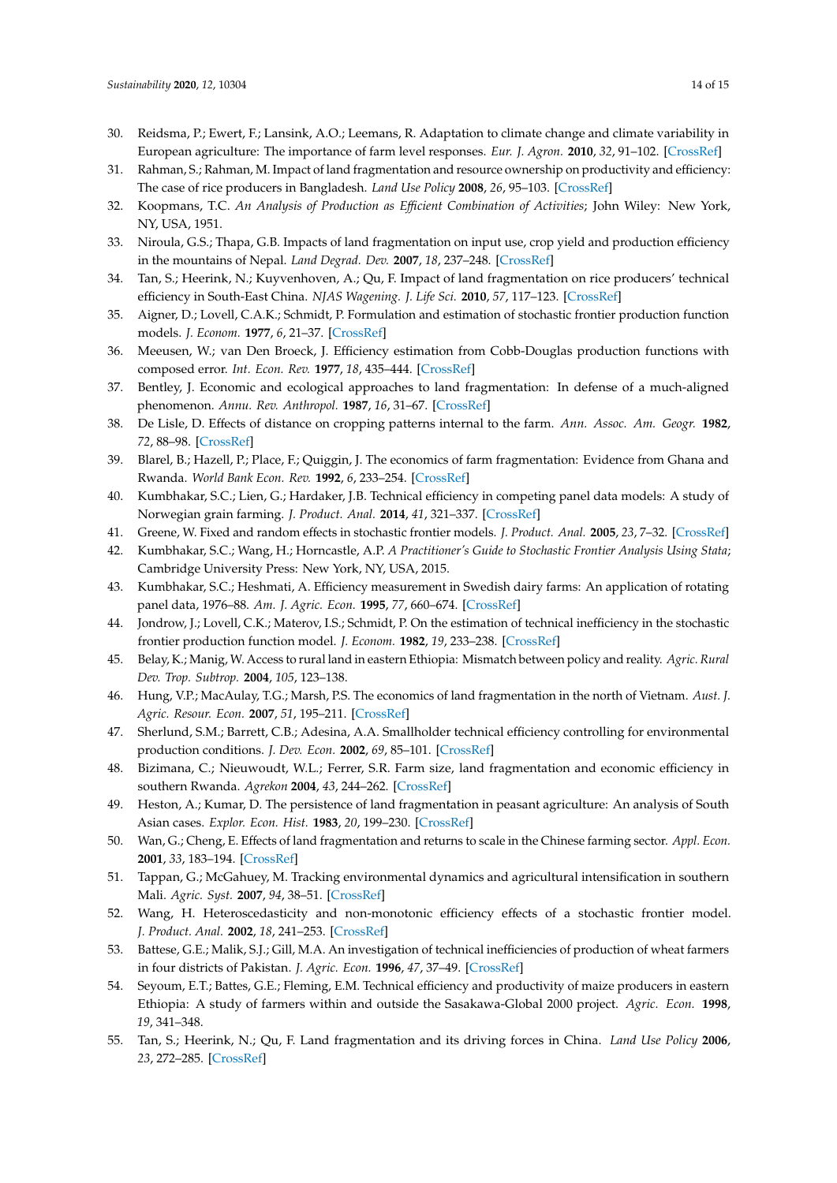30. Reidsma, P.; Ewert, F.; Lansink, A.O.; Leemans, R. Adaptation to climate change and climate variability in European agriculture: The importance of farm level responses. *Eur. J. Agron.* **2010**, *32*, 91–102. [CrossRef]
31. Rahman, S.; Rahman, M. Impact of land fragmentation and resource ownership on productivity and efficiency: The case of rice producers in Bangladesh. *Land Use Policy* **2008**, *26*, 95–103. [CrossRef]
32. Koopmans, T.C. *An Analysis of Production as Efficient Combination of Activities*; John Wiley: New York, NY, USA, 1951.
33. Niroula, G.S.; Thapa, G.B. Impacts of land fragmentation on input use, crop yield and production efficiency in the mountains of Nepal. *Land Degrad. Dev.* **2007**, *18*, 237–248. [CrossRef]
34. Tan, S.; Heerink, N.; Kuyvenhoven, A.; Qu, F. Impact of land fragmentation on rice producers' technical efficiency in South-East China. *NJAS Wagening. J. Life Sci.* **2010**, *57*, 117–123. [CrossRef]
35. Aigner, D.; Lovell, C.A.K.; Schmidt, P. Formulation and estimation of stochastic frontier production function models. *J. Econom.* **1977**, *6*, 21–37. [CrossRef]
36. Meeusen, W.; van Den Broeck, J. Efficiency estimation from Cobb-Douglas production functions with composed error. *Int. Econ. Rev.* **1977**, *18*, 435–444. [CrossRef]
37. Bentley, J. Economic and ecological approaches to land fragmentation: In defense of a much-aligned phenomenon. *Annu. Rev. Anthropol.* **1987**, *16*, 31–67. [CrossRef]
38. De Lisle, D. Effects of distance on cropping patterns internal to the farm. *Ann. Assoc. Am. Geogr.* **1982**, *72*, 88–98. [CrossRef]
39. Blarel, B.; Hazell, P.; Place, F.; Quiggin, J. The economics of farm fragmentation: Evidence from Ghana and Rwanda. *World Bank Econ. Rev.* **1992**, *6*, 233–254. [CrossRef]
40. Kumbhakar, S.C.; Lien, G.; Hardaker, J.B. Technical efficiency in competing panel data models: A study of Norwegian grain farming. *J. Product. Anal.* **2014**, *41*, 321–337. [CrossRef]
41. Greene, W. Fixed and random effects in stochastic frontier models. *J. Product. Anal.* **2005**, *23*, 7–32. [CrossRef]
42. Kumbhakar, S.C.; Wang, H.; Horncastle, A.P. *A Practitioner's Guide to Stochastic Frontier Analysis Using Stata*; Cambridge University Press: New York, NY, USA, 2015.
43. Kumbhakar, S.C.; Heshmati, A. Efficiency measurement in Swedish dairy farms: An application of rotating panel data, 1976–88. *Am. J. Agric. Econ.* **1995**, *77*, 660–674. [CrossRef]
44. Jondrow, J.; Lovell, C.K.; Materov, I.S.; Schmidt, P. On the estimation of technical inefficiency in the stochastic frontier production function model. *J. Econom.* **1982**, *19*, 233–238. [CrossRef]
45. Belay, K.; Manig, W. Access to rural land in eastern Ethiopia: Mismatch between policy and reality. *Agric. Rural Dev. Trop. Subtrop.* **2004**, *105*, 123–138.
46. Hung, V.P.; MacAulay, T.G.; Marsh, P.S. The economics of land fragmentation in the north of Vietnam. *Aust. J. Agric. Resour. Econ.* **2007**, *51*, 195–211. [CrossRef]
47. Sherlund, S.M.; Barrett, C.B.; Adesina, A.A. Smallholder technical efficiency controlling for environmental production conditions. *J. Dev. Econ.* **2002**, *69*, 85–101. [CrossRef]
48. Bizimana, C.; Nieuwoudt, W.L.; Ferrer, S.R. Farm size, land fragmentation and economic efficiency in southern Rwanda. *Agrekon* **2004**, *43*, 244–262. [CrossRef]
49. Heston, A.; Kumar, D. The persistence of land fragmentation in peasant agriculture: An analysis of South Asian cases. *Explor. Econ. Hist.* **1983**, *20*, 199–230. [CrossRef]
50. Wan, G.; Cheng, E. Effects of land fragmentation and returns to scale in the Chinese farming sector. *Appl. Econ.* **2001**, *33*, 183–194. [CrossRef]
51. Tappan, G.; McGahuey, M. Tracking environmental dynamics and agricultural intensification in southern Mali. *Agric. Syst.* **2007**, *94*, 38–51. [CrossRef]
52. Wang, H. Heteroscedasticity and non-monotonic efficiency effects of a stochastic frontier model. *J. Product. Anal.* **2002**, *18*, 241–253. [CrossRef]
53. Battese, G.E.; Malik, S.J.; Gill, M.A. An investigation of technical inefficiencies of production of wheat farmers in four districts of Pakistan. *J. Agric. Econ.* **1996**, *47*, 37–49. [CrossRef]
54. Seyoum, E.T.; Battes, G.E.; Fleming, E.M. Technical efficiency and productivity of maize producers in eastern Ethiopia: A study of farmers within and outside the Sasakawa-Global 2000 project. *Agric. Econ.* **1998**, *19*, 341–348.
55. Tan, S.; Heerink, N.; Qu, F. Land fragmentation and its driving forces in China. *Land Use Policy* **2006**, *23*, 272–285. [CrossRef]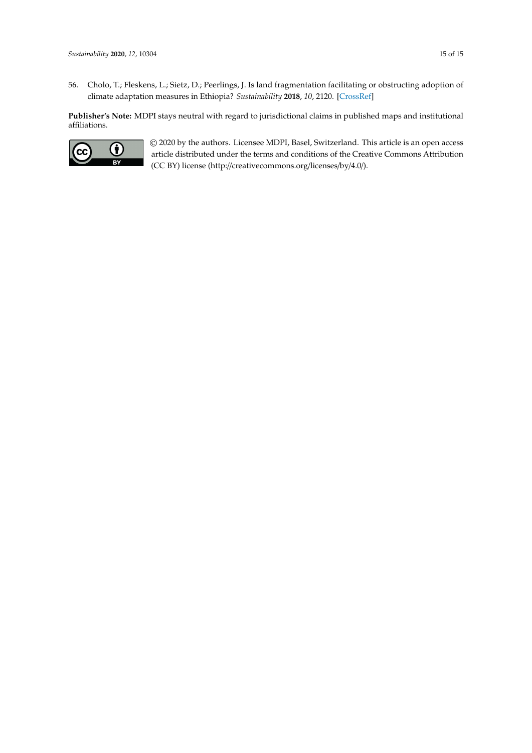56. Cholo, T.; Fleskens, L.; Sietz, D.; Peerlings, J. Is land fragmentation facilitating or obstructing adoption of climate adaptation measures in Ethiopia? *Sustainability* **2018**, *10*, 2120. [CrossRef]

**Publisher's Note:** MDPI stays neutral with regard to jurisdictional claims in published maps and institutional affiliations.

© 2020 by the authors. Licensee MDPI, Basel, Switzerland. This article is an open access article distributed under the terms and conditions of the Creative Commons Attribution (CC BY) license (http://creativecommons.org/licenses/by/4.0/).